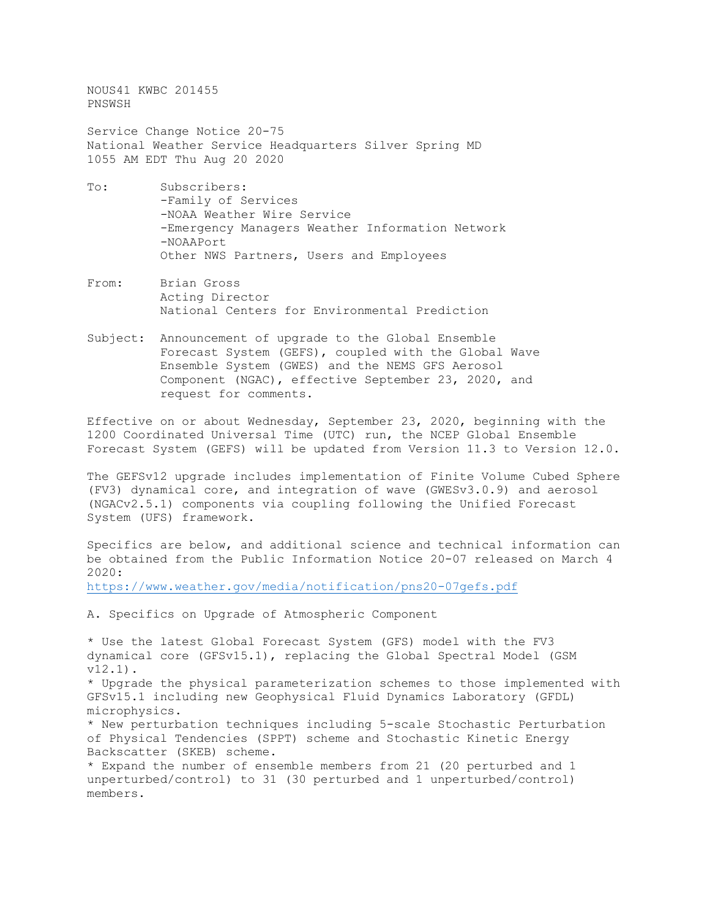NOUS41 KWBC 201455
PNSWSH

Service Change Notice 20-75
National Weather Service Headquarters Silver Spring MD
1055 AM EDT Thu Aug 20 2020

To: Subscribers:
-Family of Services
-NOAA Weather Wire Service
-Emergency Managers Weather Information Network
-NOAAPort
Other NWS Partners, Users and Employees

From: Brian Gross
Acting Director
National Centers for Environmental Prediction

Subject: Announcement of upgrade to the Global Ensemble Forecast System (GEFS), coupled with the Global Wave Ensemble System (GWES) and the NEMS GFS Aerosol Component (NGAC), effective September 23, 2020, and request for comments.

Effective on or about Wednesday, September 23, 2020, beginning with the 1200 Coordinated Universal Time (UTC) run, the NCEP Global Ensemble Forecast System (GEFS) will be updated from Version 11.3 to Version 12.0.

The GEFSv12 upgrade includes implementation of Finite Volume Cubed Sphere (FV3) dynamical core, and integration of wave (GWESv3.0.9) and aerosol (NGACv2.5.1) components via coupling following the Unified Forecast System (UFS) framework.

Specifics are below, and additional science and technical information can be obtained from the Public Information Notice 20-07 released on March 4 2020:
https://www.weather.gov/media/notification/pns20-07gefs.pdf

A. Specifics on Upgrade of Atmospheric Component

* Use the latest Global Forecast System (GFS) model with the FV3 dynamical core (GFSv15.1), replacing the Global Spectral Model (GSM v12.1).
* Upgrade the physical parameterization schemes to those implemented with GFSv15.1 including new Geophysical Fluid Dynamics Laboratory (GFDL) microphysics.
* New perturbation techniques including 5-scale Stochastic Perturbation of Physical Tendencies (SPPT) scheme and Stochastic Kinetic Energy Backscatter (SKEB) scheme.
* Expand the number of ensemble members from 21 (20 perturbed and 1 unperturbed/control) to 31 (30 perturbed and 1 unperturbed/control) members.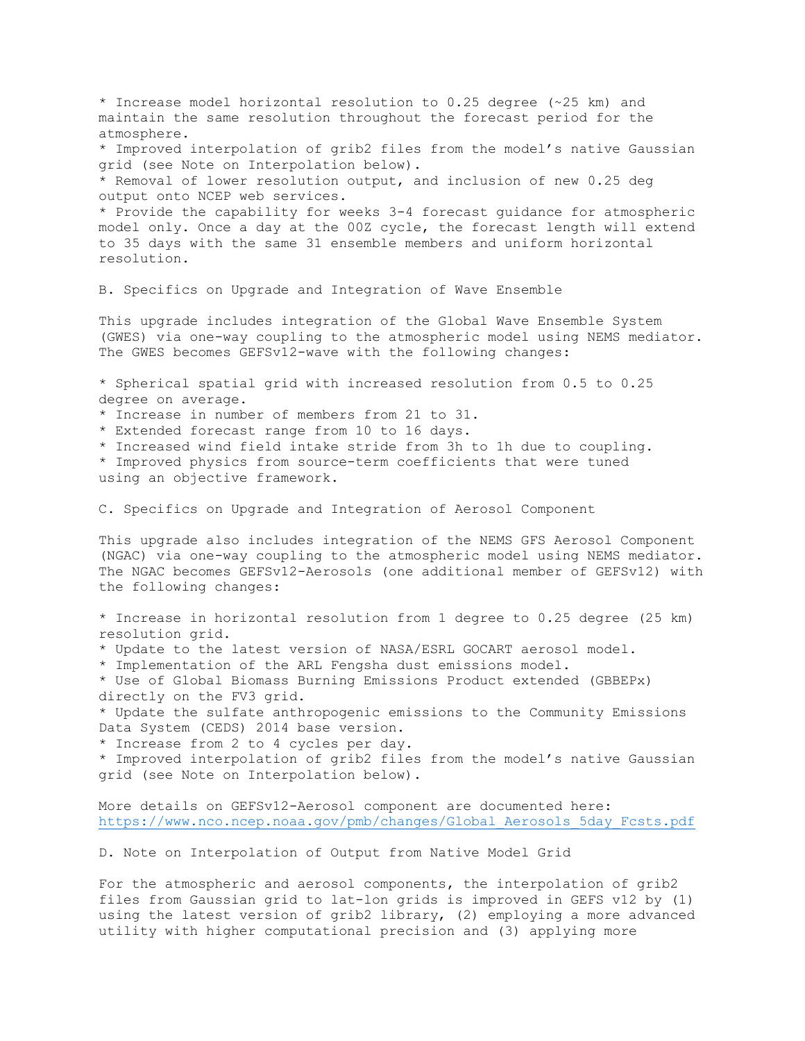* Increase model horizontal resolution to 0.25 degree (~25 km) and maintain the same resolution throughout the forecast period for the atmosphere.
* Improved interpolation of grib2 files from the model's native Gaussian grid (see Note on Interpolation below).
* Removal of lower resolution output, and inclusion of new 0.25 deg output onto NCEP web services.
* Provide the capability for weeks 3-4 forecast guidance for atmospheric model only. Once a day at the 00Z cycle, the forecast length will extend to 35 days with the same 31 ensemble members and uniform horizontal resolution.

B. Specifics on Upgrade and Integration of Wave Ensemble

This upgrade includes integration of the Global Wave Ensemble System (GWES) via one-way coupling to the atmospheric model using NEMS mediator. The GWES becomes GEFSv12-wave with the following changes:

* Spherical spatial grid with increased resolution from 0.5 to 0.25 degree on average.
* Increase in number of members from 21 to 31.
* Extended forecast range from 10 to 16 days.
* Increased wind field intake stride from 3h to 1h due to coupling.
* Improved physics from source-term coefficients that were tuned using an objective framework.

C. Specifics on Upgrade and Integration of Aerosol Component

This upgrade also includes integration of the NEMS GFS Aerosol Component (NGAC) via one-way coupling to the atmospheric model using NEMS mediator. The NGAC becomes GEFSv12-Aerosols (one additional member of GEFSv12) with the following changes:

* Increase in horizontal resolution from 1 degree to 0.25 degree (25 km) resolution grid.
* Update to the latest version of NASA/ESRL GOCART aerosol model.
* Implementation of the ARL Fengsha dust emissions model.
* Use of Global Biomass Burning Emissions Product extended (GBBEPx) directly on the FV3 grid.
* Update the sulfate anthropogenic emissions to the Community Emissions Data System (CEDS) 2014 base version.
* Increase from 2 to 4 cycles per day.
* Improved interpolation of grib2 files from the model's native Gaussian grid (see Note on Interpolation below).

More details on GEFSv12-Aerosol component are documented here:
https://www.nco.ncep.noaa.gov/pmb/changes/Global_Aerosols_5day_Fcsts.pdf

D. Note on Interpolation of Output from Native Model Grid

For the atmospheric and aerosol components, the interpolation of grib2 files from Gaussian grid to lat-lon grids is improved in GEFS v12 by (1) using the latest version of grib2 library, (2) employing a more advanced utility with higher computational precision and (3) applying more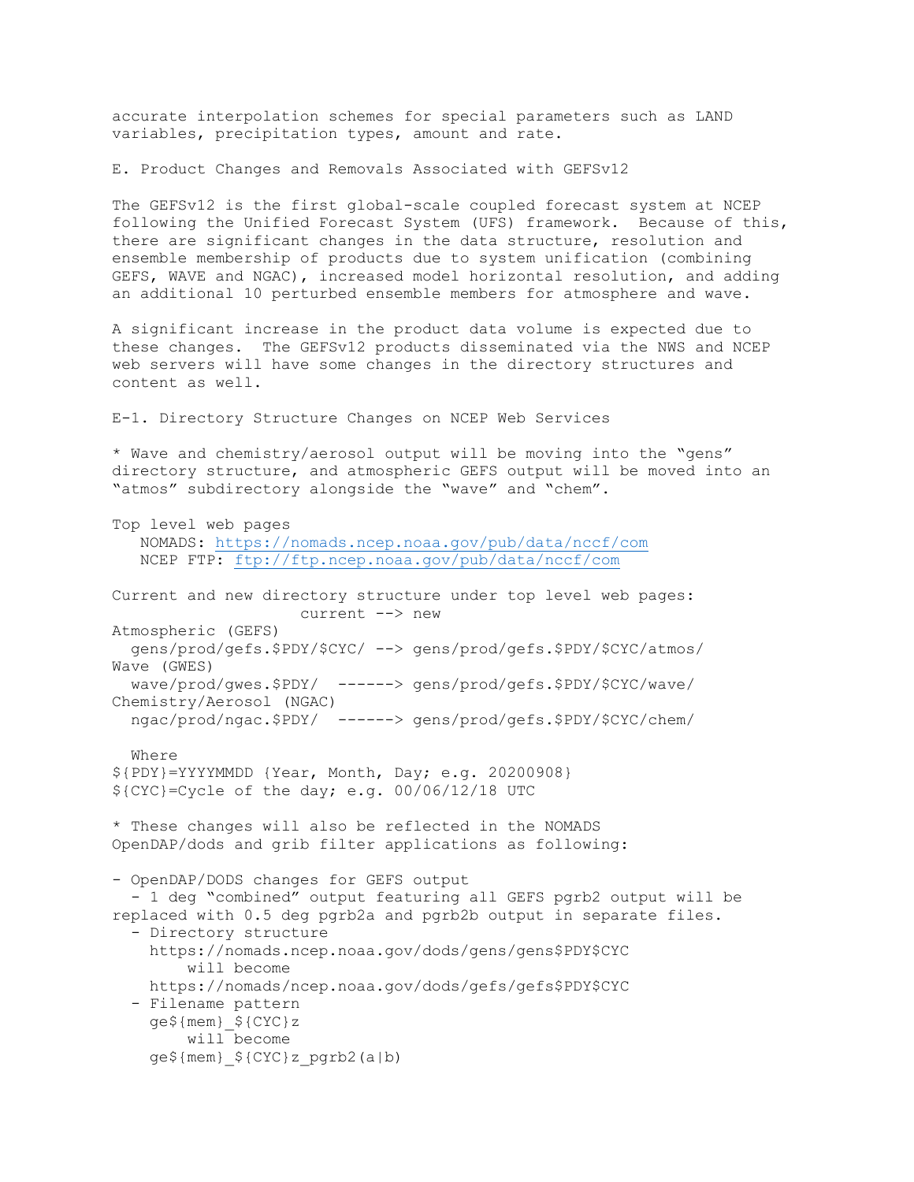accurate interpolation schemes for special parameters such as LAND variables, precipitation types, amount and rate.

## E. Product Changes and Removals Associated with GEFSv12

The GEFSv12 is the first global-scale coupled forecast system at NCEP following the Unified Forecast System (UFS) framework. Because of this, there are significant changes in the data structure, resolution and ensemble membership of products due to system unification (combining GEFS, WAVE and NGAC), increased model horizontal resolution, and adding an additional 10 perturbed ensemble members for atmosphere and wave.

A significant increase in the product data volume is expected due to these changes. The GEFSv12 products disseminated via the NWS and NCEP web servers will have some changes in the directory structures and content as well.

### E-1. Directory Structure Changes on NCEP Web Services

* Wave and chemistry/aerosol output will be moving into the “gens” directory structure, and atmospheric GEFS output will be moved into an “atmos” subdirectory alongside the “wave” and “chem”.

Top level web pages
- NOMADS: https://nomads.ncep.noaa.gov/pub/data/nccf/com
- NCEP FTP: ftp://ftp.ncep.noaa.gov/pub/data/nccf/com

Current and new directory structure under top level web pages:

```
                    current --> new
Atmospheric (GEFS)
  gens/prod/gefs.$PDY/$CYC/ --> gens/prod/gefs.$PDY/$CYC/atmos/
Wave (GWES)
  wave/prod/gwes.$PDY/  ------> gens/prod/gefs.$PDY/$CYC/wave/
Chemistry/Aerosol (NGAC)
  ngac/prod/ngac.$PDY/  ------> gens/prod/gefs.$PDY/$CYC/chem/
```

Where
${PDY}=YYYYMMDD {Year, Month, Day; e.g. 20200908}
${CYC}=Cycle of the day; e.g. 00/06/12/18 UTC

* These changes will also be reflected in the NOMADS OpenDAP/dods and grib filter applications as following:

- OpenDAP/DODS changes for GEFS output
  - 1 deg “combined” output featuring all GEFS pgrb2 output will be replaced with 0.5 deg pgrb2a and pgrb2b output in separate files.
  - Directory structure
    https://nomads.ncep.noaa.gov/dods/gens/gens$PDY$CYC
    will become
    https://nomads/ncep.noaa.gov/dods/gefs/gefs$PDY$CYC
  - Filename pattern
    ge${mem}_${CYC}z
    will become
    ge${mem}_${CYC}z_pgrb2(a|b)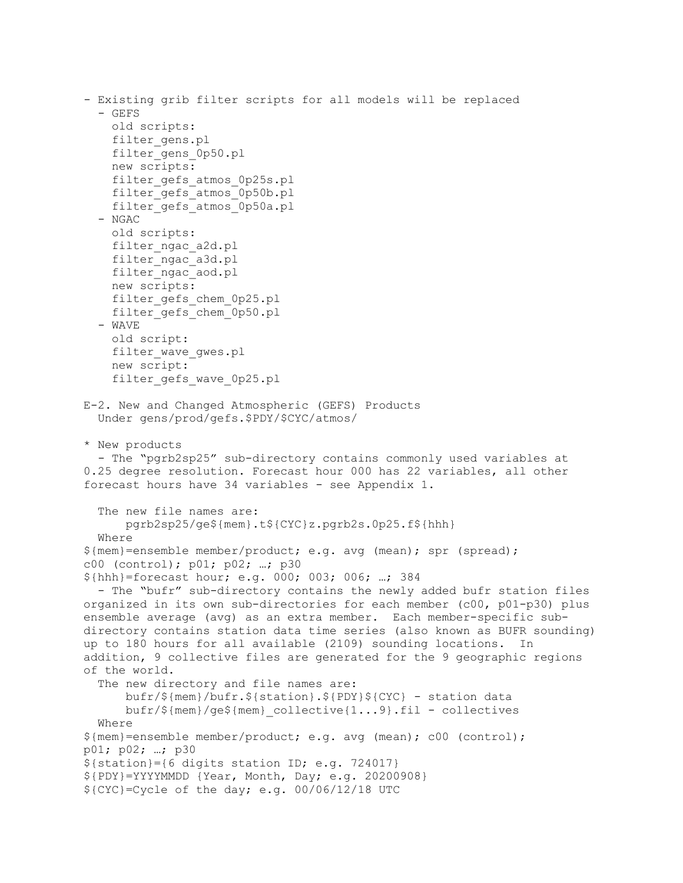- Existing grib filter scripts for all models will be replaced
  - GEFS
    - old scripts:
      - filter_gens.pl
      - filter_gens_0p50.pl
    - new scripts:
      - filter_gefs_atmos_0p25s.pl
      - filter_gefs_atmos_0p50b.pl
      - filter_gefs_atmos_0p50a.pl
  - NGAC
    - old scripts:
      - filter_ngac_a2d.pl
      - filter_ngac_a3d.pl
      - filter_ngac_aod.pl
    - new scripts:
      - filter_gefs_chem_0p25.pl
      - filter_gefs_chem_0p50.pl
  - WAVE
    - old script:
      - filter_wave_gwes.pl
    - new script:
      - filter_gefs_wave_0p25.pl

## E-2. New and Changed Atmospheric (GEFS) Products

Under gens/prod/gefs.$PDY/$CYC/atmos/

* New products
  - The "pgrb2sp25" sub-directory contains commonly used variables at 0.25 degree resolution. Forecast hour 000 has 22 variables, all other forecast hours have 34 variables - see Appendix 1.

  The new file names are:

  ```
  pgrb2sp25/ge${mem}.t${CYC}z.pgrb2s.0p25.f${hhh}
  ```

  Where
  ${mem}=ensemble member/product; e.g. avg (mean); spr (spread); c00 (control); p01; p02; …; p30
  ${hhh}=forecast hour; e.g. 000; 003; 006; …; 384

  - The "bufr" sub-directory contains the newly added bufr station files organized in its own sub-directories for each member (c00, p01-p30) plus ensemble average (avg) as an extra member. Each member-specific sub-directory contains station data time series (also known as BUFR sounding) up to 180 hours for all available (2109) sounding locations. In addition, 9 collective files are generated for the 9 geographic regions of the world.

  The new directory and file names are:

  ```
  bufr/${mem}/bufr.${station}.${PDY}${CYC} - station data
  bufr/${mem}/ge${mem}_collective{1...9}.fil - collectives
  ```

  Where
  ${mem}=ensemble member/product; e.g. avg (mean); c00 (control); p01; p02; …; p30
  ${station}={6 digits station ID; e.g. 724017}
  ${PDY}=YYYYMMDD {Year, Month, Day; e.g. 20200908}
  ${CYC}=Cycle of the day; e.g. 00/06/12/18 UTC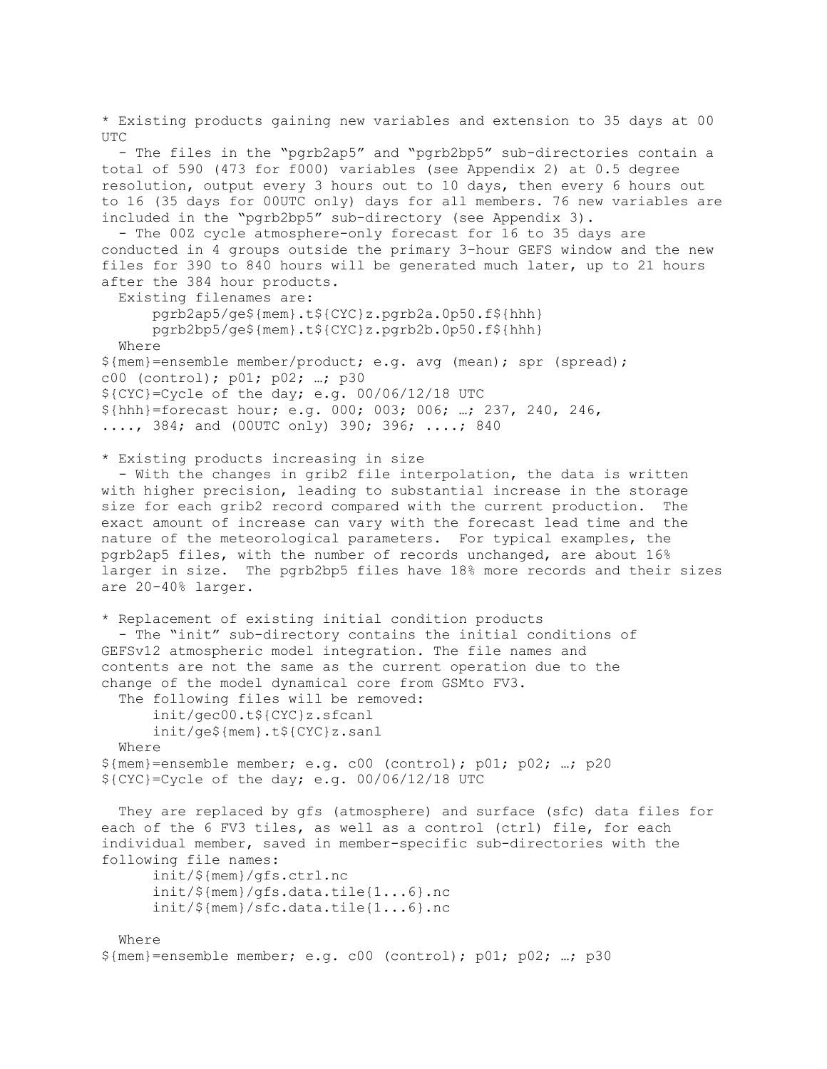* Existing products gaining new variables and extension to 35 days at 00 UTC

  - The files in the “pgrb2ap5” and “pgrb2bp5” sub-directories contain a total of 590 (473 for f000) variables (see Appendix 2) at 0.5 degree resolution, output every 3 hours out to 10 days, then every 6 hours out to 16 (35 days for 00UTC only) days for all members. 76 new variables are included in the “pgrb2bp5” sub-directory (see Appendix 3).
  - The 00Z cycle atmosphere-only forecast for 16 to 35 days are conducted in 4 groups outside the primary 3-hour GEFS window and the new files for 390 to 840 hours will be generated much later, up to 21 hours after the 384 hour products.

  Existing filenames are:

```
pgrb2ap5/ge${mem}.t${CYC}z.pgrb2a.0p50.f${hhh}
pgrb2bp5/ge${mem}.t${CYC}z.pgrb2b.0p50.f${hhh}
```

  Where
${mem}=ensemble member/product; e.g. avg (mean); spr (spread); c00 (control); p01; p02; …; p30
${CYC}=Cycle of the day; e.g. 00/06/12/18 UTC
${hhh}=forecast hour; e.g. 000; 003; 006; …; 237, 240, 246, ...., 384; and (00UTC only) 390; 396; ....; 840

* Existing products increasing in size

  - With the changes in grib2 file interpolation, the data is written with higher precision, leading to substantial increase in the storage size for each grib2 record compared with the current production. The exact amount of increase can vary with the forecast lead time and the nature of the meteorological parameters. For typical examples, the pgrb2ap5 files, with the number of records unchanged, are about 16% larger in size. The pgrb2bp5 files have 18% more records and their sizes are 20-40% larger.

* Replacement of existing initial condition products

  - The “init” sub-directory contains the initial conditions of GEFSv12 atmospheric model integration. The file names and contents are not the same as the current operation due to the change of the model dynamical core from GSMto FV3.

  The following files will be removed:

```
init/gec00.t${CYC}z.sfcanl
init/ge${mem}.t${CYC}z.sanl
```

  Where
${mem}=ensemble member; e.g. c00 (control); p01; p02; …; p20
${CYC}=Cycle of the day; e.g. 00/06/12/18 UTC

  They are replaced by gfs (atmosphere) and surface (sfc) data files for each of the 6 FV3 tiles, as well as a control (ctrl) file, for each individual member, saved in member-specific sub-directories with the following file names:

```
init/${mem}/gfs.ctrl.nc
init/${mem}/gfs.data.tile{1...6}.nc
init/${mem}/sfc.data.tile{1...6}.nc
```

  Where
${mem}=ensemble member; e.g. c00 (control); p01; p02; …; p30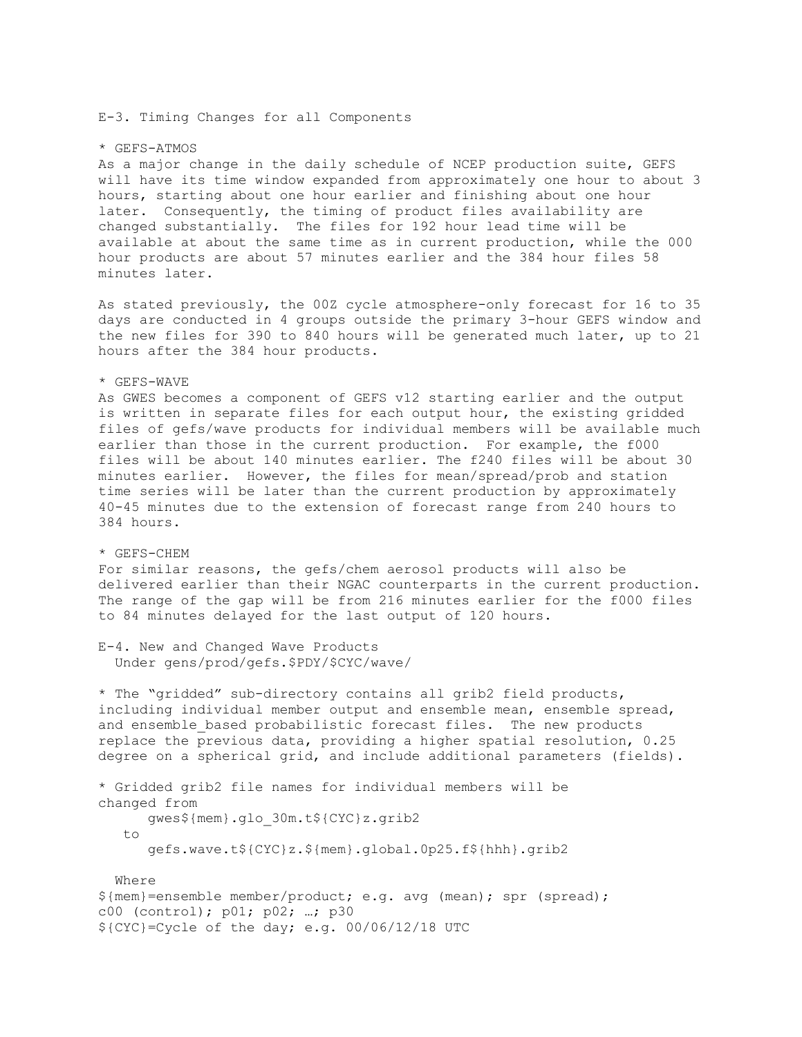E-3. Timing Changes for all Components

* GEFS-ATMOS

As a major change in the daily schedule of NCEP production suite, GEFS will have its time window expanded from approximately one hour to about 3 hours, starting about one hour earlier and finishing about one hour later. Consequently, the timing of product files availability are changed substantially. The files for 192 hour lead time will be available at about the same time as in current production, while the 000 hour products are about 57 minutes earlier and the 384 hour files 58 minutes later.

As stated previously, the 00Z cycle atmosphere-only forecast for 16 to 35 days are conducted in 4 groups outside the primary 3-hour GEFS window and the new files for 390 to 840 hours will be generated much later, up to 21 hours after the 384 hour products.

* GEFS-WAVE

As GWES becomes a component of GEFS v12 starting earlier and the output is written in separate files for each output hour, the existing gridded files of gefs/wave products for individual members will be available much earlier than those in the current production. For example, the f000 files will be about 140 minutes earlier. The f240 files will be about 30 minutes earlier. However, the files for mean/spread/prob and station time series will be later than the current production by approximately 40-45 minutes due to the extension of forecast range from 240 hours to 384 hours.

* GEFS-CHEM

For similar reasons, the gefs/chem aerosol products will also be delivered earlier than their NGAC counterparts in the current production. The range of the gap will be from 216 minutes earlier for the f000 files to 84 minutes delayed for the last output of 120 hours.

E-4. New and Changed Wave Products
  Under gens/prod/gefs.$PDY/$CYC/wave/

* The "gridded" sub-directory contains all grib2 field products, including individual member output and ensemble mean, ensemble spread, and ensemble_based probabilistic forecast files. The new products replace the previous data, providing a higher spatial resolution, 0.25 degree on a spherical grid, and include additional parameters (fields).

* Gridded grib2 file names for individual members will be changed from

```
      gwes${mem}.glo_30m.t${CYC}z.grib2
   to
      gefs.wave.t${CYC}z.${mem}.global.0p25.f${hhh}.grib2
```

  Where
${mem}=ensemble member/product; e.g. avg (mean); spr (spread); c00 (control); p01; p02; …; p30
${CYC}=Cycle of the day; e.g. 00/06/12/18 UTC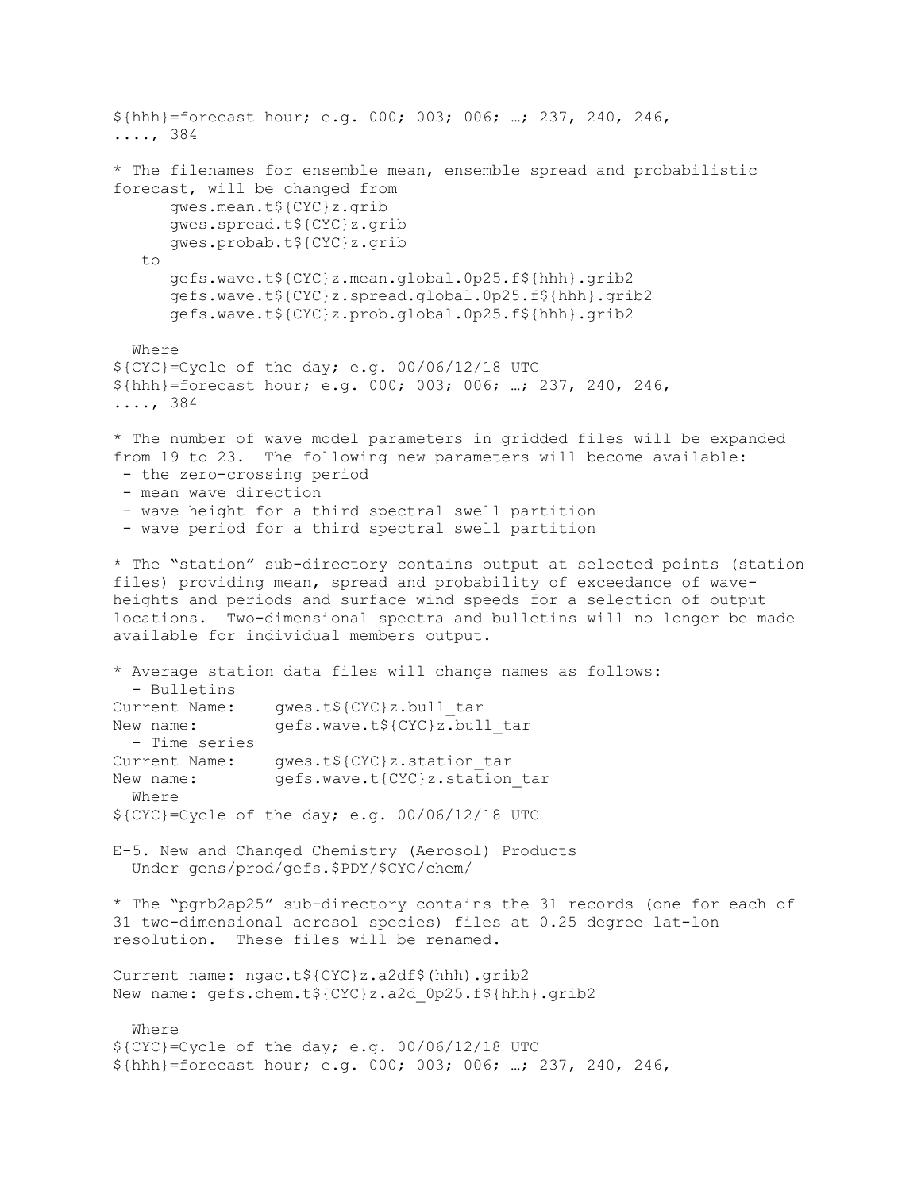${hhh}=forecast hour; e.g. 000; 003; 006; …; 237, 240, 246, ...., 384

* The filenames for ensemble mean, ensemble spread and probabilistic forecast, will be changed from

```
      gwes.mean.t${CYC}z.grib
      gwes.spread.t${CYC}z.grib
      gwes.probab.t${CYC}z.grib
   to
      gefs.wave.t${CYC}z.mean.global.0p25.f${hhh}.grib2
      gefs.wave.t${CYC}z.spread.global.0p25.f${hhh}.grib2
      gefs.wave.t${CYC}z.prob.global.0p25.f${hhh}.grib2
```

Where
${CYC}=Cycle of the day; e.g. 00/06/12/18 UTC
${hhh}=forecast hour; e.g. 000; 003; 006; …; 237, 240, 246, ...., 384

* The number of wave model parameters in gridded files will be expanded from 19 to 23. The following new parameters will become available:
 - the zero-crossing period
 - mean wave direction
 - wave height for a third spectral swell partition
 - wave period for a third spectral swell partition

* The “station” sub-directory contains output at selected points (station files) providing mean, spread and probability of exceedance of wave-heights and periods and surface wind speeds for a selection of output locations. Two-dimensional spectra and bulletins will no longer be made available for individual members output.

* Average station data files will change names as follows:

```
  - Bulletins
Current Name:    gwes.t${CYC}z.bull_tar
New name:        gefs.wave.t${CYC}z.bull_tar
  - Time series
Current Name:    gwes.t${CYC}z.station_tar
New name:        gefs.wave.t{CYC}z.station_tar
```

Where
${CYC}=Cycle of the day; e.g. 00/06/12/18 UTC

E-5. New and Changed Chemistry (Aerosol) Products
Under gens/prod/gefs.$PDY/$CYC/chem/

* The “pgrb2ap25” sub-directory contains the 31 records (one for each of 31 two-dimensional aerosol species) files at 0.25 degree lat-lon resolution. These files will be renamed.

Current name: ngac.t${CYC}z.a2df$(hhh).grib2
New name: gefs.chem.t${CYC}z.a2d_0p25.f${hhh}.grib2

Where
${CYC}=Cycle of the day; e.g. 00/06/12/18 UTC
${hhh}=forecast hour; e.g. 000; 003; 006; …; 237, 240, 246,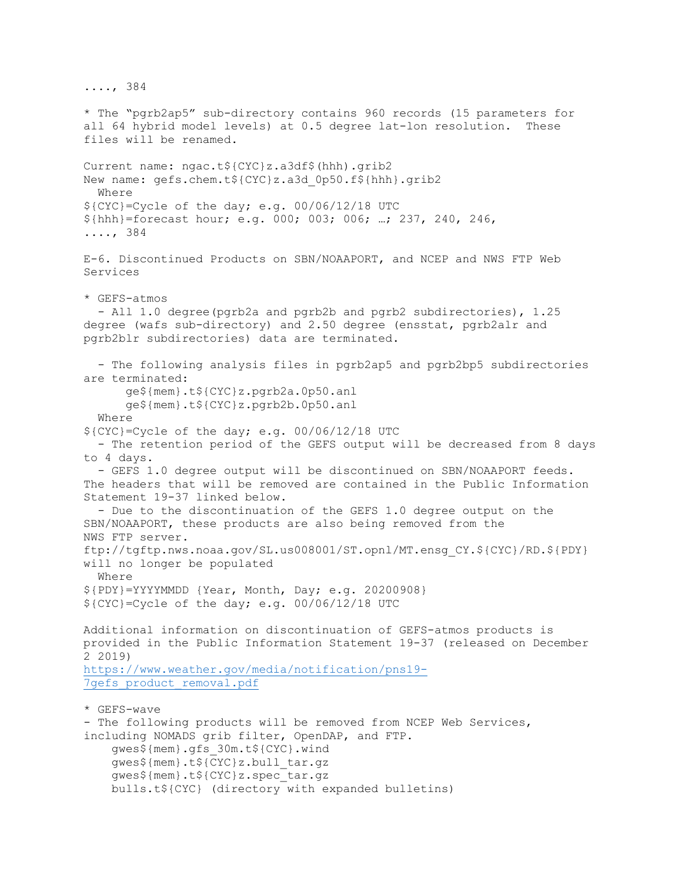...., 384

* The “pgrb2ap5” sub-directory contains 960 records (15 parameters for all 64 hybrid model levels) at 0.5 degree lat-lon resolution. These files will be renamed.

Current name: ngac.t${CYC}z.a3df$(hhh).grib2
New name: gefs.chem.t${CYC}z.a3d_0p50.f${hhh}.grib2
Where
${CYC}=Cycle of the day; e.g. 00/06/12/18 UTC
${hhh}=forecast hour; e.g. 000; 003; 006; …; 237, 240, 246, ...., 384

E-6. Discontinued Products on SBN/NOAAPORT, and NCEP and NWS FTP Web Services

* GEFS-atmos
  - All 1.0 degree(pgrb2a and pgrb2b and pgrb2 subdirectories), 1.25 degree (wafs sub-directory) and 2.50 degree (ensstat, pgrb2alr and pgrb2blr subdirectories) data are terminated.

  - The following analysis files in pgrb2ap5 and pgrb2bp5 subdirectories are terminated:
      ge${mem}.t${CYC}z.pgrb2a.0p50.anl
      ge${mem}.t${CYC}z.pgrb2b.0p50.anl
    Where
    ${CYC}=Cycle of the day; e.g. 00/06/12/18 UTC
  - The retention period of the GEFS output will be decreased from 8 days to 4 days.
  - GEFS 1.0 degree output will be discontinued on SBN/NOAAPORT feeds. The headers that will be removed are contained in the Public Information Statement 19-37 linked below.
  - Due to the discontinuation of the GEFS 1.0 degree output on the SBN/NOAAPORT, these products are also being removed from the NWS FTP server.
ftp://tgftp.nws.noaa.gov/SL.us008001/ST.opnl/MT.ensg_CY.${CYC}/RD.${PDY} will no longer be populated
  Where
${PDY}=YYYYMMDD {Year, Month, Day; e.g. 20200908}
${CYC}=Cycle of the day; e.g. 00/06/12/18 UTC

Additional information on discontinuation of GEFS-atmos products is provided in the Public Information Statement 19-37 (released on December 2 2019)
https://www.weather.gov/media/notification/pns19-7gefs_product_removal.pdf

* GEFS-wave
- The following products will be removed from NCEP Web Services, including NOMADS grib filter, OpenDAP, and FTP.
    gwes${mem}.gfs_30m.t${CYC}.wind
    gwes${mem}.t${CYC}z.bull_tar.gz
    gwes${mem}.t${CYC}z.spec_tar.gz
    bulls.t${CYC} (directory with expanded bulletins)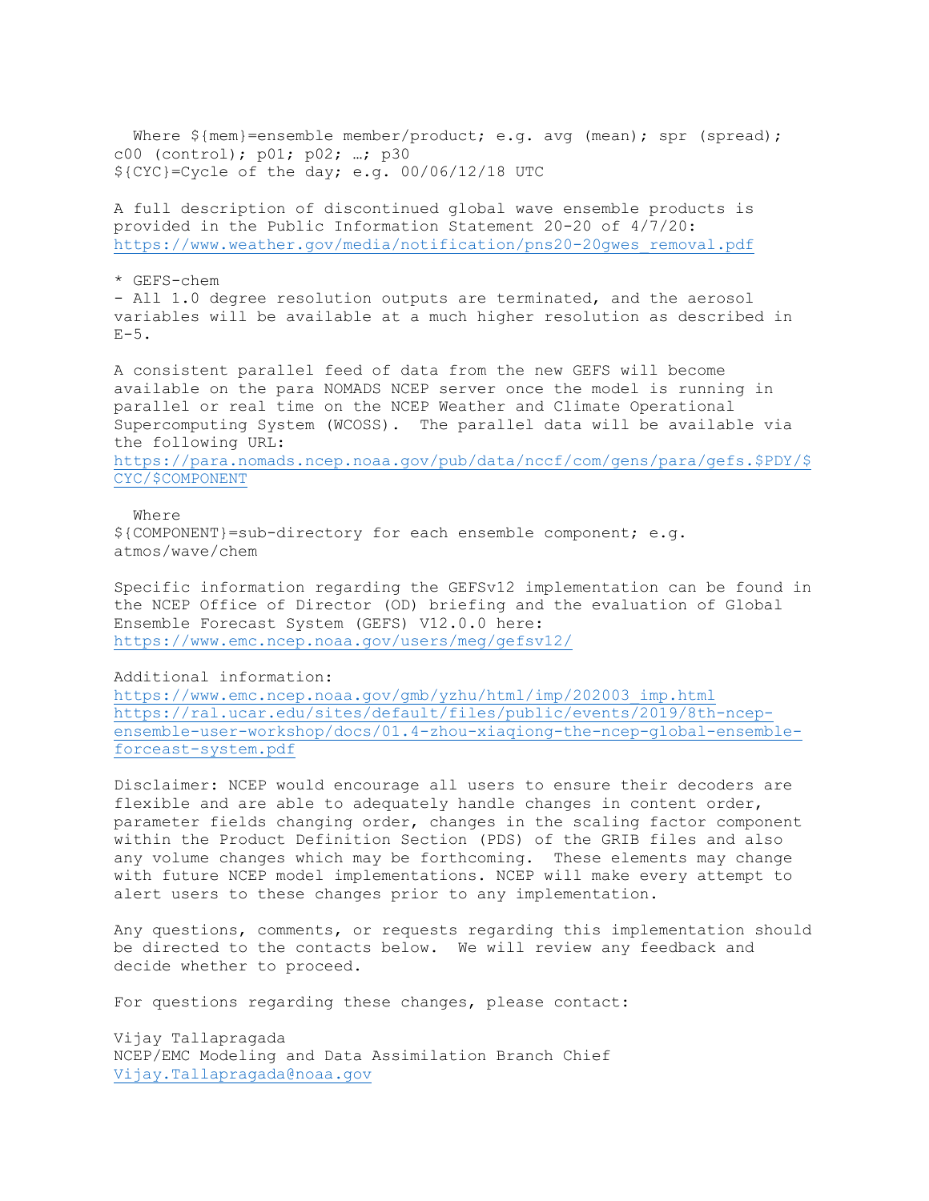Where ${mem}=ensemble member/product; e.g. avg (mean); spr (spread); c00 (control); p01; p02; …; p30
${CYC}=Cycle of the day; e.g. 00/06/12/18 UTC

A full description of discontinued global wave ensemble products is provided in the Public Information Statement 20-20 of 4/7/20:
https://www.weather.gov/media/notification/pns20-20gwes_removal.pdf

* GEFS-chem
- All 1.0 degree resolution outputs are terminated, and the aerosol variables will be available at a much higher resolution as described in E-5.

A consistent parallel feed of data from the new GEFS will become available on the para NOMADS NCEP server once the model is running in parallel or real time on the NCEP Weather and Climate Operational Supercomputing System (WCOSS). The parallel data will be available via the following URL:
https://para.nomads.ncep.noaa.gov/pub/data/nccf/com/gens/para/gefs.$PDY/$CYC/$COMPONENT

Where
${COMPONENT}=sub-directory for each ensemble component; e.g. atmos/wave/chem

Specific information regarding the GEFSv12 implementation can be found in the NCEP Office of Director (OD) briefing and the evaluation of Global Ensemble Forecast System (GEFS) V12.0.0 here:
https://www.emc.ncep.noaa.gov/users/meg/gefsv12/

Additional information:
https://www.emc.ncep.noaa.gov/gmb/yzhu/html/imp/202003_imp.html
https://ral.ucar.edu/sites/default/files/public/events/2019/8th-ncep-ensemble-user-workshop/docs/01.4-zhou-xiaqiong-the-ncep-global-ensemble-forceast-system.pdf

Disclaimer: NCEP would encourage all users to ensure their decoders are flexible and are able to adequately handle changes in content order, parameter fields changing order, changes in the scaling factor component within the Product Definition Section (PDS) of the GRIB files and also any volume changes which may be forthcoming. These elements may change with future NCEP model implementations. NCEP will make every attempt to alert users to these changes prior to any implementation.

Any questions, comments, or requests regarding this implementation should be directed to the contacts below. We will review any feedback and decide whether to proceed.

For questions regarding these changes, please contact:

Vijay Tallapragada
NCEP/EMC Modeling and Data Assimilation Branch Chief
Vijay.Tallapragada@noaa.gov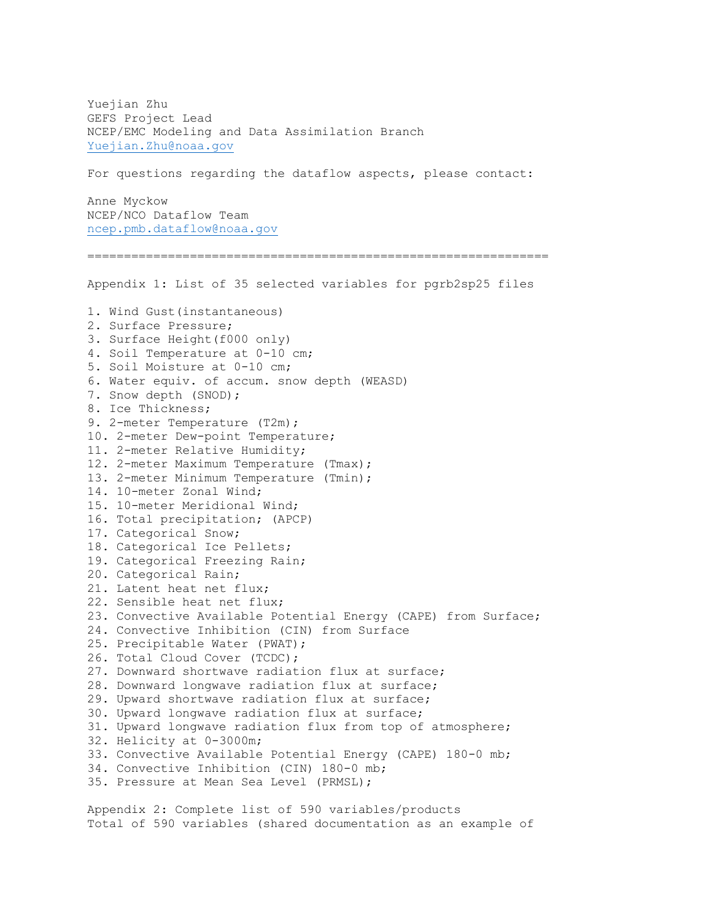Yuejian Zhu
GEFS Project Lead
NCEP/EMC Modeling and Data Assimilation Branch
Yuejian.Zhu@noaa.gov

For questions regarding the dataflow aspects, please contact:

Anne Myckow
NCEP/NCO Dataflow Team
ncep.pmb.dataflow@noaa.gov

================================================================

Appendix 1: List of 35 selected variables for pgrb2sp25 files

1. Wind Gust(instantaneous)
2. Surface Pressure;
3. Surface Height(f000 only)
4. Soil Temperature at 0-10 cm;
5. Soil Moisture at 0-10 cm;
6. Water equiv. of accum. snow depth (WEASD)
7. Snow depth (SNOD);
8. Ice Thickness;
9. 2-meter Temperature (T2m);
10. 2-meter Dew-point Temperature;
11. 2-meter Relative Humidity;
12. 2-meter Maximum Temperature (Tmax);
13. 2-meter Minimum Temperature (Tmin);
14. 10-meter Zonal Wind;
15. 10-meter Meridional Wind;
16. Total precipitation; (APCP)
17. Categorical Snow;
18. Categorical Ice Pellets;
19. Categorical Freezing Rain;
20. Categorical Rain;
21. Latent heat net flux;
22. Sensible heat net flux;
23. Convective Available Potential Energy (CAPE) from Surface;
24. Convective Inhibition (CIN) from Surface
25. Precipitable Water (PWAT);
26. Total Cloud Cover (TCDC);
27. Downward shortwave radiation flux at surface;
28. Downward longwave radiation flux at surface;
29. Upward shortwave radiation flux at surface;
30. Upward longwave radiation flux at surface;
31. Upward longwave radiation flux from top of atmosphere;
32. Helicity at 0-3000m;
33. Convective Available Potential Energy (CAPE) 180-0 mb;
34. Convective Inhibition (CIN) 180-0 mb;
35. Pressure at Mean Sea Level (PRMSL);

Appendix 2: Complete list of 590 variables/products
Total of 590 variables (shared documentation as an example of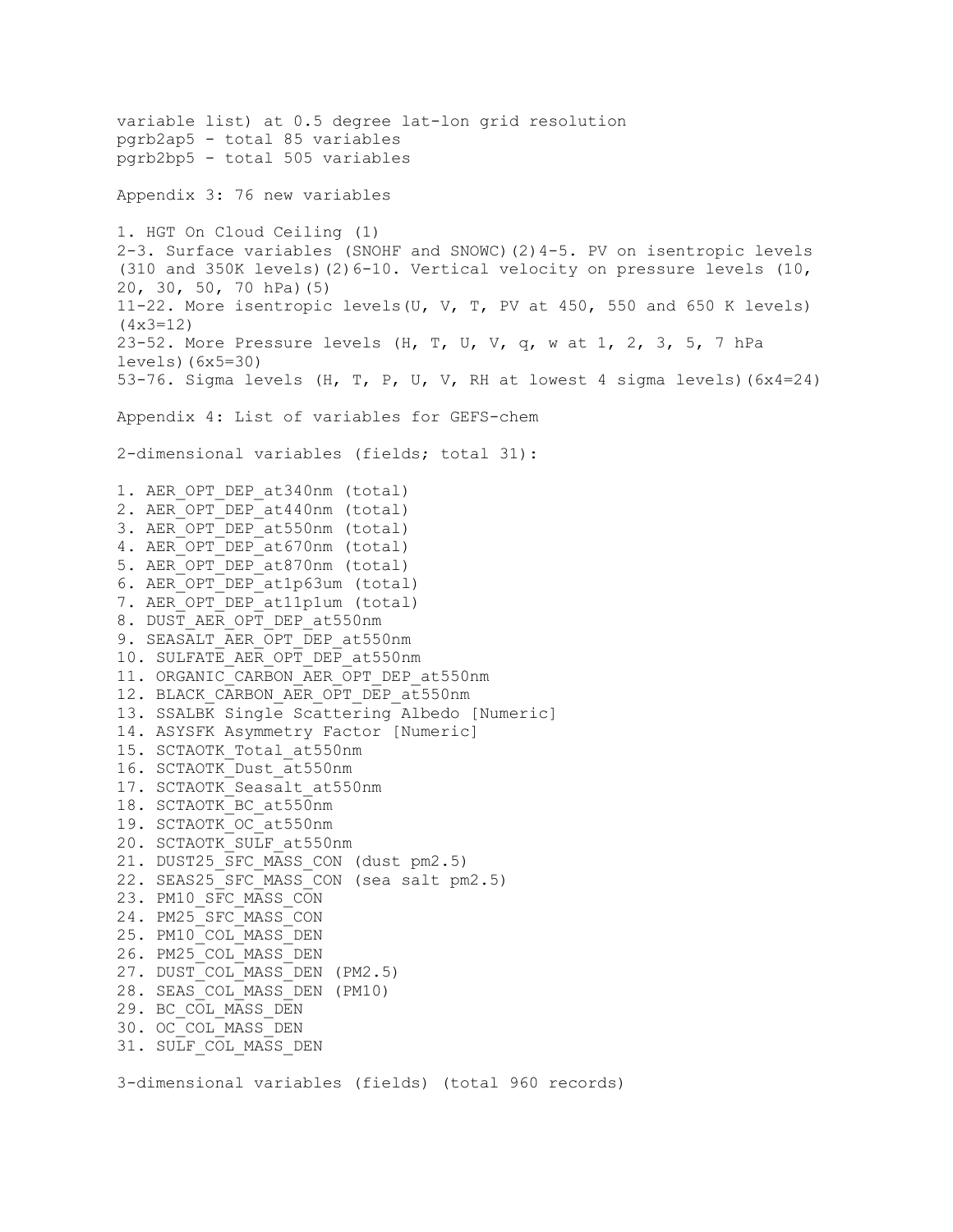variable list) at 0.5 degree lat-lon grid resolution
pgrb2ap5 - total 85 variables
pgrb2bp5 - total 505 variables

## Appendix 3: 76 new variables

1. HGT On Cloud Ceiling (1)
2-3. Surface variables (SNOHF and SNOWC)(2)4-5. PV on isentropic levels (310 and 350K levels)(2)6-10. Vertical velocity on pressure levels (10, 20, 30, 50, 70 hPa)(5)
11-22. More isentropic levels(U, V, T, PV at 450, 550 and 650 K levels)(4x3=12)
23-52. More Pressure levels (H, T, U, V, q, w at 1, 2, 3, 5, 7 hPa levels)(6x5=30)
53-76. Sigma levels (H, T, P, U, V, RH at lowest 4 sigma levels)(6x4=24)

## Appendix 4: List of variables for GEFS-chem

2-dimensional variables (fields; total 31):

1. AER_OPT_DEP_at340nm (total)
2. AER_OPT_DEP_at440nm (total)
3. AER_OPT_DEP_at550nm (total)
4. AER_OPT_DEP_at670nm (total)
5. AER_OPT_DEP_at870nm (total)
6. AER_OPT_DEP_at1p63um (total)
7. AER_OPT_DEP_at11p1um (total)
8. DUST_AER_OPT_DEP_at550nm
9. SEASALT_AER_OPT_DEP_at550nm
10. SULFATE_AER_OPT_DEP_at550nm
11. ORGANIC_CARBON_AER_OPT_DEP_at550nm
12. BLACK_CARBON_AER_OPT_DEP_at550nm
13. SSALBK Single Scattering Albedo [Numeric]
14. ASYSFK Asymmetry Factor [Numeric]
15. SCTAOTK_Total_at550nm
16. SCTAOTK_Dust_at550nm
17. SCTAOTK_Seasalt_at550nm
18. SCTAOTK_BC_at550nm
19. SCTAOTK_OC_at550nm
20. SCTAOTK_SULF_at550nm
21. DUST25_SFC_MASS_CON (dust pm2.5)
22. SEAS25_SFC_MASS_CON (sea salt pm2.5)
23. PM10_SFC_MASS_CON
24. PM25_SFC_MASS_CON
25. PM10_COL_MASS_DEN
26. PM25_COL_MASS_DEN
27. DUST_COL_MASS_DEN (PM2.5)
28. SEAS_COL_MASS_DEN (PM10)
29. BC_COL_MASS_DEN
30. OC_COL_MASS_DEN
31. SULF_COL_MASS_DEN

3-dimensional variables (fields) (total 960 records)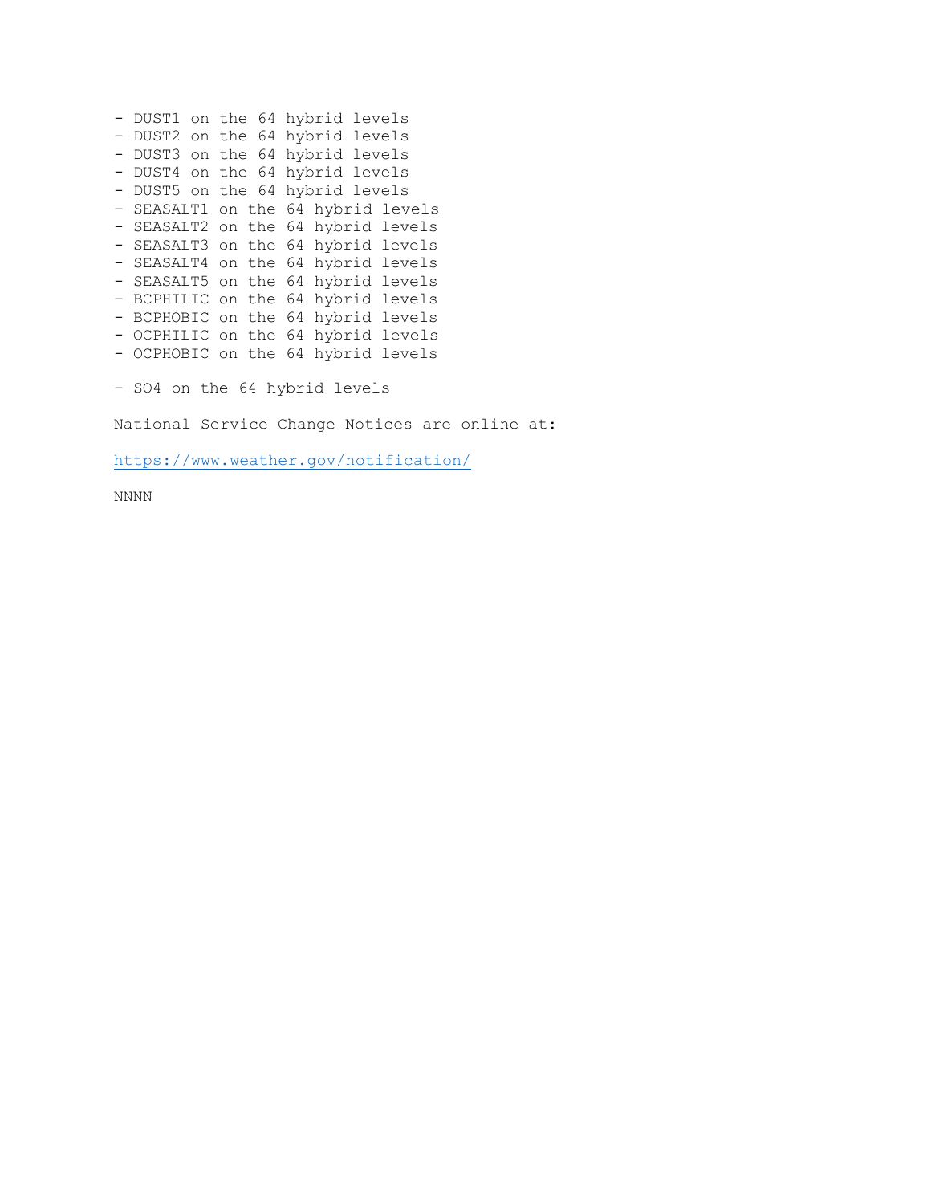- DUST1 on the 64 hybrid levels
- DUST2 on the 64 hybrid levels
- DUST3 on the 64 hybrid levels
- DUST4 on the 64 hybrid levels
- DUST5 on the 64 hybrid levels
- SEASALT1 on the 64 hybrid levels
- SEASALT2 on the 64 hybrid levels
- SEASALT3 on the 64 hybrid levels
- SEASALT4 on the 64 hybrid levels
- SEASALT5 on the 64 hybrid levels
- BCPHILIC on the 64 hybrid levels
- BCPHOBIC on the 64 hybrid levels
- OCPHILIC on the 64 hybrid levels
- OCPHOBIC on the 64 hybrid levels

- SO4 on the 64 hybrid levels

National Service Change Notices are online at:

https://www.weather.gov/notification/

NNNN